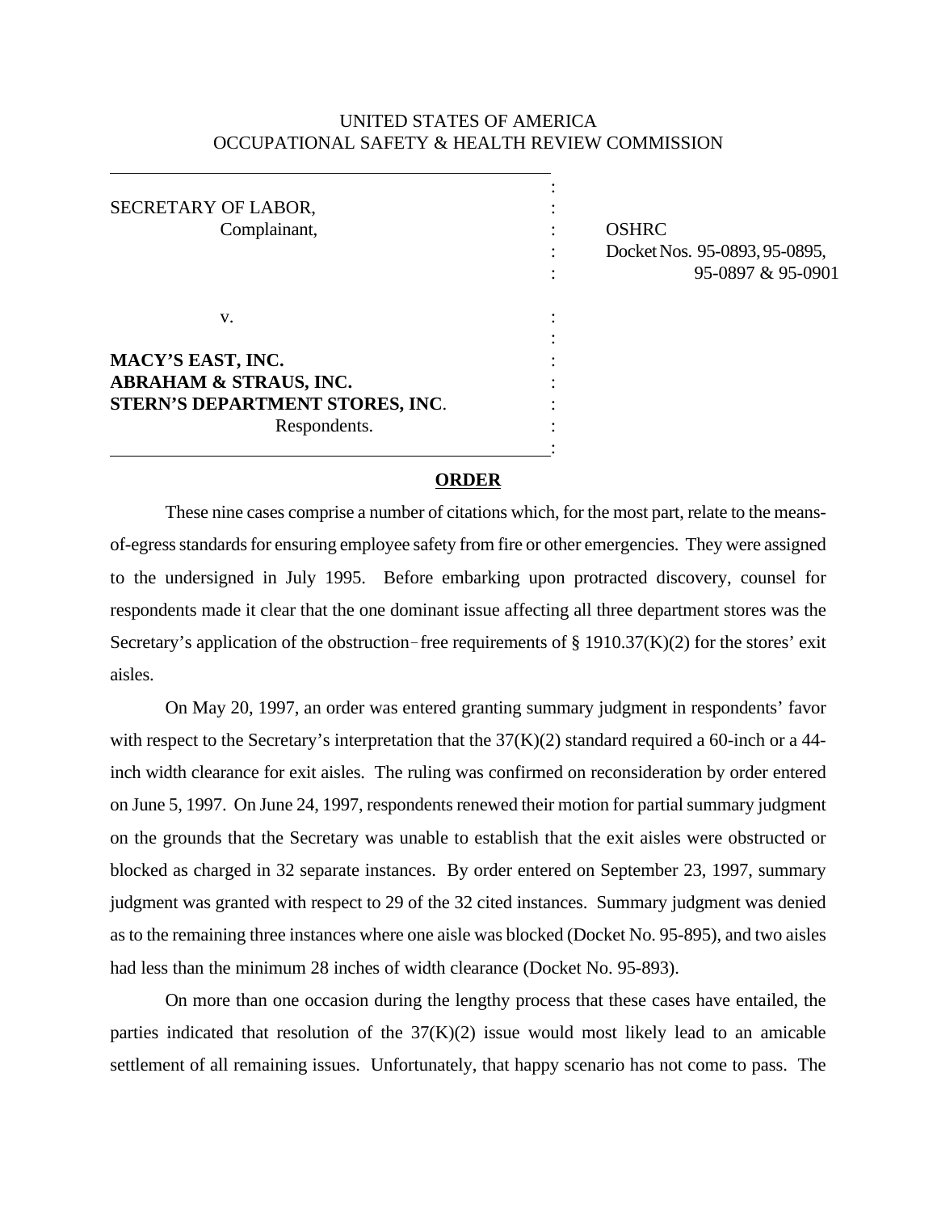UNITED STATES OF AMERICA
OCCUPATIONAL SAFETY & HEALTH REVIEW COMMISSION

| | |
|---|---|
| SECRETARY OF LABOR,<br>Complainant, | OSHRC<br>Docket Nos. 95-0893, 95-0895,<br>95-0897 & 95-0901 |
| v. | |
| **MACY'S EAST, INC.**<br>**ABRAHAM & STRAUS, INC.**<br>**STERN'S DEPARTMENT STORES, INC.**<br>Respondents. | |

**ORDER**

These nine cases comprise a number of citations which, for the most part, relate to the means-of-egress standards for ensuring employee safety from fire or other emergencies. They were assigned to the undersigned in July 1995. Before embarking upon protracted discovery, counsel for respondents made it clear that the one dominant issue affecting all three department stores was the Secretary's application of the obstruction-free requirements of § 1910.37(K)(2) for the stores' exit aisles.

On May 20, 1997, an order was entered granting summary judgment in respondents' favor with respect to the Secretary's interpretation that the 37(K)(2) standard required a 60-inch or a 44-inch width clearance for exit aisles. The ruling was confirmed on reconsideration by order entered on June 5, 1997. On June 24, 1997, respondents renewed their motion for partial summary judgment on the grounds that the Secretary was unable to establish that the exit aisles were obstructed or blocked as charged in 32 separate instances. By order entered on September 23, 1997, summary judgment was granted with respect to 29 of the 32 cited instances. Summary judgment was denied as to the remaining three instances where one aisle was blocked (Docket No. 95-895), and two aisles had less than the minimum 28 inches of width clearance (Docket No. 95-893).

On more than one occasion during the lengthy process that these cases have entailed, the parties indicated that resolution of the 37(K)(2) issue would most likely lead to an amicable settlement of all remaining issues. Unfortunately, that happy scenario has not come to pass. The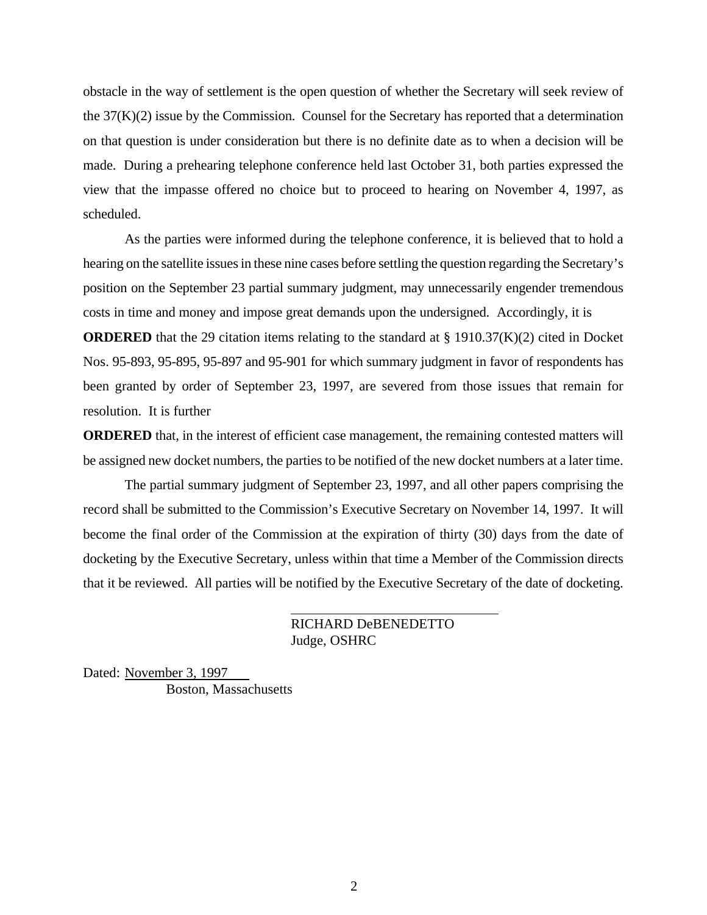obstacle in the way of settlement is the open question of whether the Secretary will seek review of the 37(K)(2) issue by the Commission. Counsel for the Secretary has reported that a determination on that question is under consideration but there is no definite date as to when a decision will be made. During a prehearing telephone conference held last October 31, both parties expressed the view that the impasse offered no choice but to proceed to hearing on November 4, 1997, as scheduled.

As the parties were informed during the telephone conference, it is believed that to hold a hearing on the satellite issues in these nine cases before settling the question regarding the Secretary's position on the September 23 partial summary judgment, may unnecessarily engender tremendous costs in time and money and impose great demands upon the undersigned. Accordingly, it is

**ORDERED** that the 29 citation items relating to the standard at § 1910.37(K)(2) cited in Docket Nos. 95-893, 95-895, 95-897 and 95-901 for which summary judgment in favor of respondents has been granted by order of September 23, 1997, are severed from those issues that remain for resolution. It is further

**ORDERED** that, in the interest of efficient case management, the remaining contested matters will be assigned new docket numbers, the parties to be notified of the new docket numbers at a later time.

The partial summary judgment of September 23, 1997, and all other papers comprising the record shall be submitted to the Commission's Executive Secretary on November 14, 1997. It will become the final order of the Commission at the expiration of thirty (30) days from the date of docketing by the Executive Secretary, unless within that time a Member of the Commission directs that it be reviewed. All parties will be notified by the Executive Secretary of the date of docketing.

RICHARD DeBENEDETTO
Judge, OSHRC

Dated: November 3, 1997
Boston, Massachusetts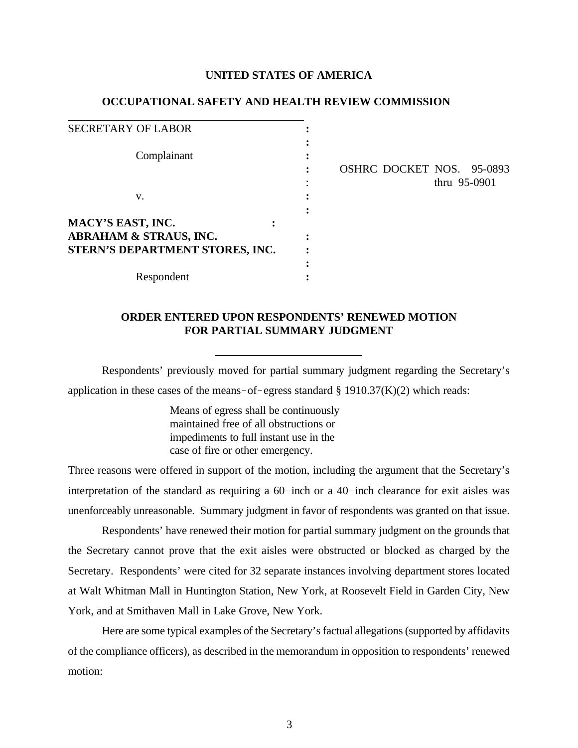**UNITED STATES OF AMERICA**

**OCCUPATIONAL SAFETY AND HEALTH REVIEW COMMISSION**

| | | |
|---|---|---|
| SECRETARY OF LABOR | : | |
| | : | |
| Complainant | : | |
| | : | OSHRC DOCKET NOS. 95-0893 |
| | : | thru 95-0901 |
| v. | : | |
| | : | |
| **MACY'S EAST, INC.** | : | |
| **ABRAHAM & STRAUS, INC.** | : | |
| **STERN'S DEPARTMENT STORES, INC.** | : | |
| | : | |
| Respondent | : | |

**ORDER ENTERED UPON RESPONDENTS' RENEWED MOTION FOR PARTIAL SUMMARY JUDGMENT**

Respondents' previously moved for partial summary judgment regarding the Secretary's application in these cases of the means-of-egress standard § 1910.37(K)(2) which reads:

> Means of egress shall be continuously maintained free of all obstructions or impediments to full instant use in the case of fire or other emergency.

Three reasons were offered in support of the motion, including the argument that the Secretary's interpretation of the standard as requiring a 60-inch or a 40-inch clearance for exit aisles was unenforceably unreasonable. Summary judgment in favor of respondents was granted on that issue.

Respondents' have renewed their motion for partial summary judgment on the grounds that the Secretary cannot prove that the exit aisles were obstructed or blocked as charged by the Secretary. Respondents' were cited for 32 separate instances involving department stores located at Walt Whitman Mall in Huntington Station, New York, at Roosevelt Field in Garden City, New York, and at Smithaven Mall in Lake Grove, New York.

Here are some typical examples of the Secretary's factual allegations (supported by affidavits of the compliance officers), as described in the memorandum in opposition to respondents' renewed motion: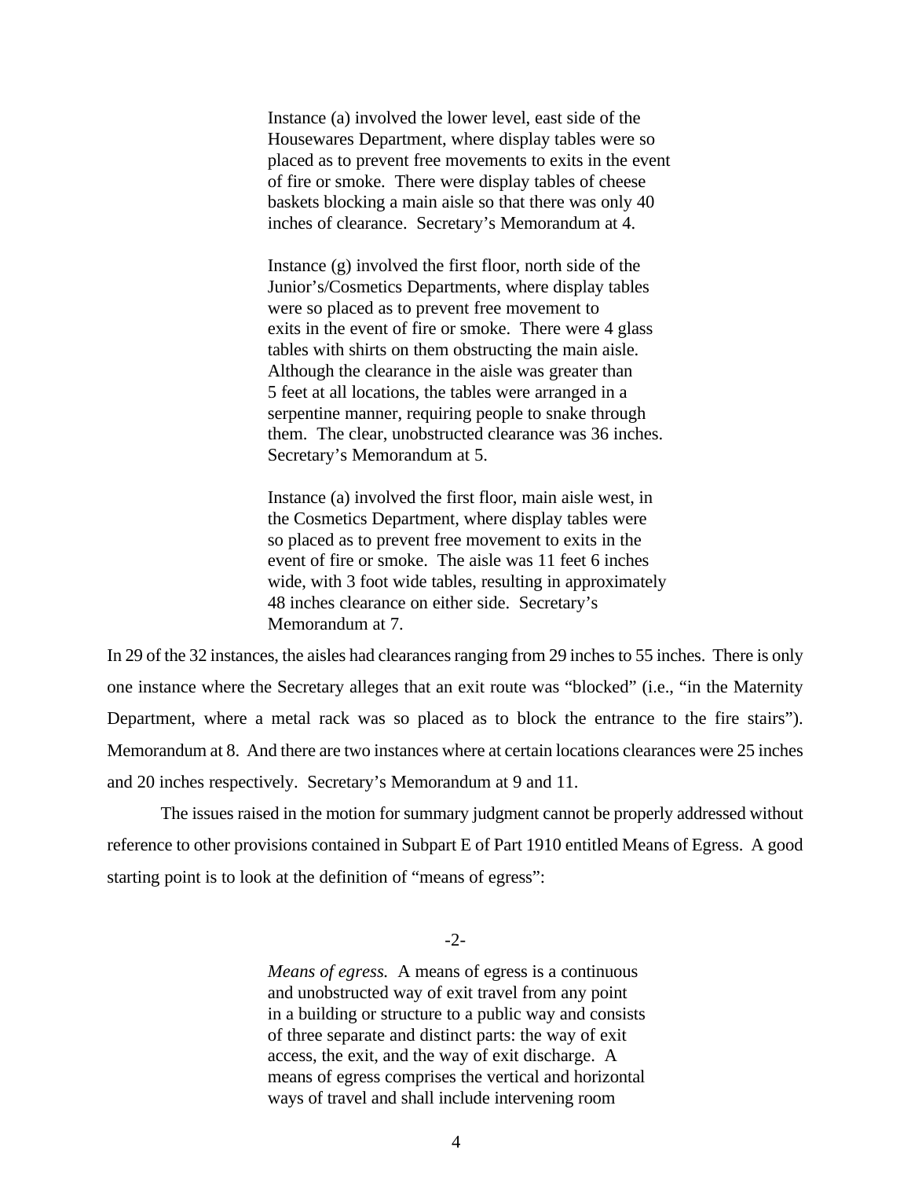> Instance (a) involved the lower level, east side of the Housewares Department, where display tables were so placed as to prevent free movements to exits in the event of fire or smoke. There were display tables of cheese baskets blocking a main aisle so that there was only 40 inches of clearance. Secretary's Memorandum at 4.
>
> Instance (g) involved the first floor, north side of the Junior's/Cosmetics Departments, where display tables were so placed as to prevent free movement to exits in the event of fire or smoke. There were 4 glass tables with shirts on them obstructing the main aisle. Although the clearance in the aisle was greater than 5 feet at all locations, the tables were arranged in a serpentine manner, requiring people to snake through them. The clear, unobstructed clearance was 36 inches. Secretary's Memorandum at 5.
>
> Instance (a) involved the first floor, main aisle west, in the Cosmetics Department, where display tables were so placed as to prevent free movement to exits in the event of fire or smoke. The aisle was 11 feet 6 inches wide, with 3 foot wide tables, resulting in approximately 48 inches clearance on either side. Secretary's Memorandum at 7.

In 29 of the 32 instances, the aisles had clearances ranging from 29 inches to 55 inches. There is only one instance where the Secretary alleges that an exit route was "blocked" (i.e., "in the Maternity Department, where a metal rack was so placed as to block the entrance to the fire stairs"). Memorandum at 8. And there are two instances where at certain locations clearances were 25 inches and 20 inches respectively. Secretary's Memorandum at 9 and 11.

The issues raised in the motion for summary judgment cannot be properly addressed without reference to other provisions contained in Subpart E of Part 1910 entitled Means of Egress. A good starting point is to look at the definition of "means of egress":

-2-

> *Means of egress.* A means of egress is a continuous and unobstructed way of exit travel from any point in a building or structure to a public way and consists of three separate and distinct parts: the way of exit access, the exit, and the way of exit discharge. A means of egress comprises the vertical and horizontal ways of travel and shall include intervening room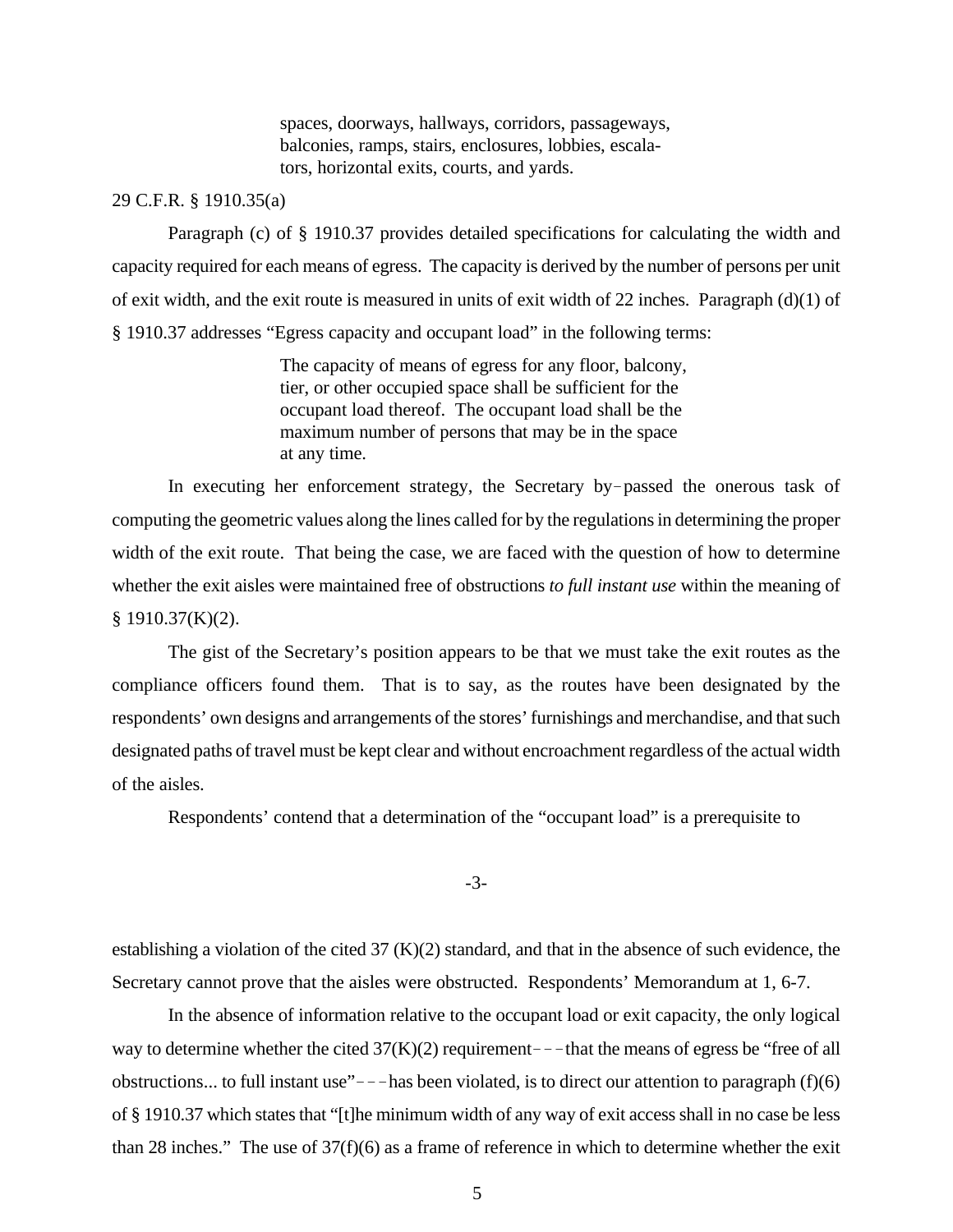> spaces, doorways, hallways, corridors, passageways, balconies, ramps, stairs, enclosures, lobbies, escalators, horizontal exits, courts, and yards.

29 C.F.R. § 1910.35(a)

Paragraph (c) of § 1910.37 provides detailed specifications for calculating the width and capacity required for each means of egress. The capacity is derived by the number of persons per unit of exit width, and the exit route is measured in units of exit width of 22 inches. Paragraph (d)(1) of § 1910.37 addresses "Egress capacity and occupant load" in the following terms:

> The capacity of means of egress for any floor, balcony, tier, or other occupied space shall be sufficient for the occupant load thereof. The occupant load shall be the maximum number of persons that may be in the space at any time.

In executing her enforcement strategy, the Secretary by-passed the onerous task of computing the geometric values along the lines called for by the regulations in determining the proper width of the exit route. That being the case, we are faced with the question of how to determine whether the exit aisles were maintained free of obstructions *to full instant use* within the meaning of § 1910.37(K)(2).

The gist of the Secretary's position appears to be that we must take the exit routes as the compliance officers found them. That is to say, as the routes have been designated by the respondents' own designs and arrangements of the stores' furnishings and merchandise, and that such designated paths of travel must be kept clear and without encroachment regardless of the actual width of the aisles.

Respondents' contend that a determination of the "occupant load" is a prerequisite to

-3-

establishing a violation of the cited 37 (K)(2) standard, and that in the absence of such evidence, the Secretary cannot prove that the aisles were obstructed. Respondents' Memorandum at 1, 6-7.

In the absence of information relative to the occupant load or exit capacity, the only logical way to determine whether the cited 37(K)(2) requirement---that the means of egress be "free of all obstructions... to full instant use"---has been violated, is to direct our attention to paragraph (f)(6) of § 1910.37 which states that "[t]he minimum width of any way of exit access shall in no case be less than 28 inches." The use of 37(f)(6) as a frame of reference in which to determine whether the exit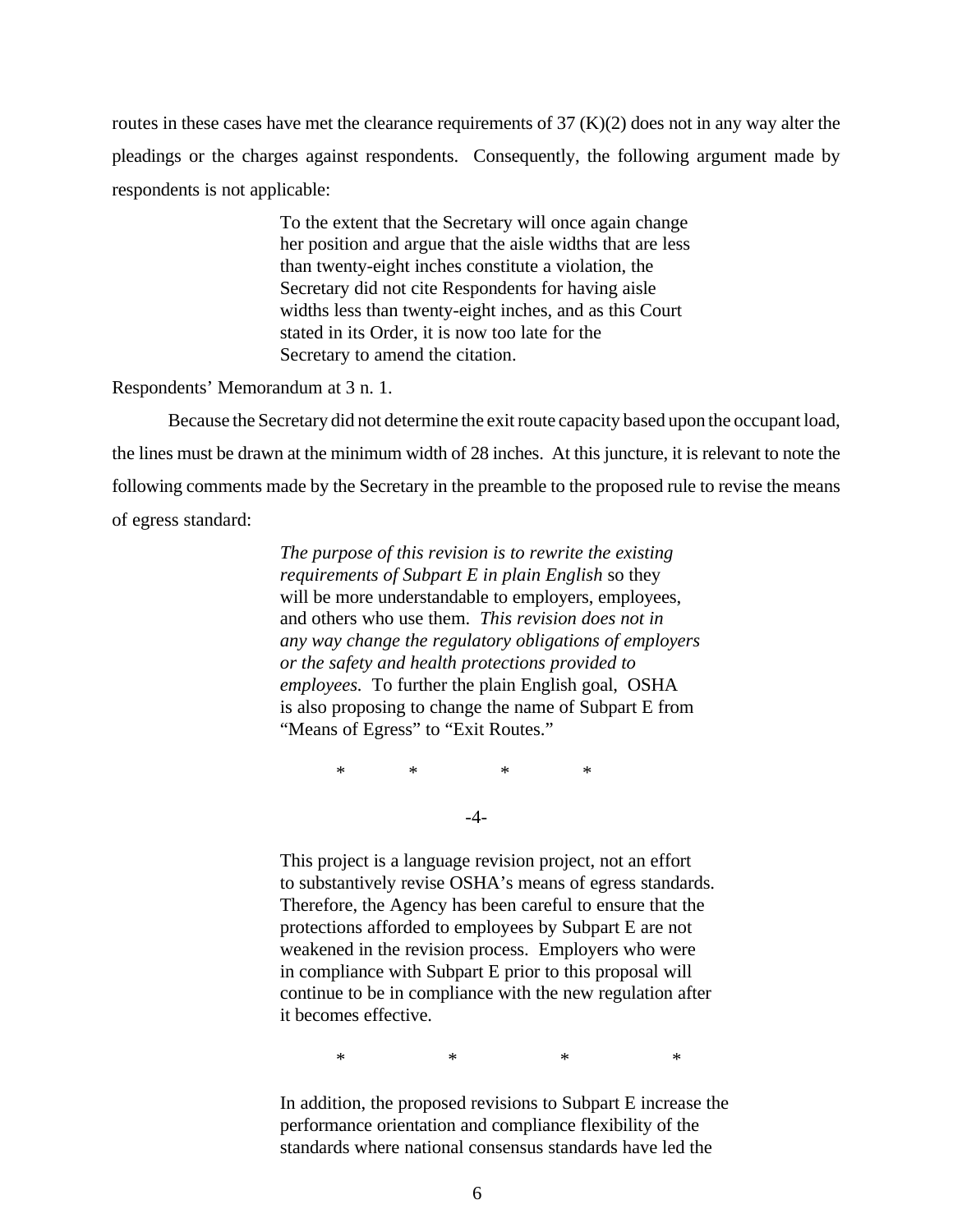routes in these cases have met the clearance requirements of 37 (K)(2) does not in any way alter the pleadings or the charges against respondents. Consequently, the following argument made by respondents is not applicable:

> To the extent that the Secretary will once again change her position and argue that the aisle widths that are less than twenty-eight inches constitute a violation, the Secretary did not cite Respondents for having aisle widths less than twenty-eight inches, and as this Court stated in its Order, it is now too late for the Secretary to amend the citation.

Respondents' Memorandum at 3 n. 1.

Because the Secretary did not determine the exit route capacity based upon the occupant load, the lines must be drawn at the minimum width of 28 inches. At this juncture, it is relevant to note the following comments made by the Secretary in the preamble to the proposed rule to revise the means of egress standard:

> *The purpose of this revision is to rewrite the existing requirements of Subpart E in plain English* so they will be more understandable to employers, employees, and others who use them. *This revision does not in any way change the regulatory obligations of employers or the safety and health protections provided to employees.* To further the plain English goal, OSHA is also proposing to change the name of Subpart E from "Means of Egress" to "Exit Routes."
>
> \* \* \* \*
>
> -4-
>
> This project is a language revision project, not an effort to substantively revise OSHA's means of egress standards. Therefore, the Agency has been careful to ensure that the protections afforded to employees by Subpart E are not weakened in the revision process. Employers who were in compliance with Subpart E prior to this proposal will continue to be in compliance with the new regulation after it becomes effective.
>
> \* \* \* \*
>
> In addition, the proposed revisions to Subpart E increase the performance orientation and compliance flexibility of the standards where national consensus standards have led the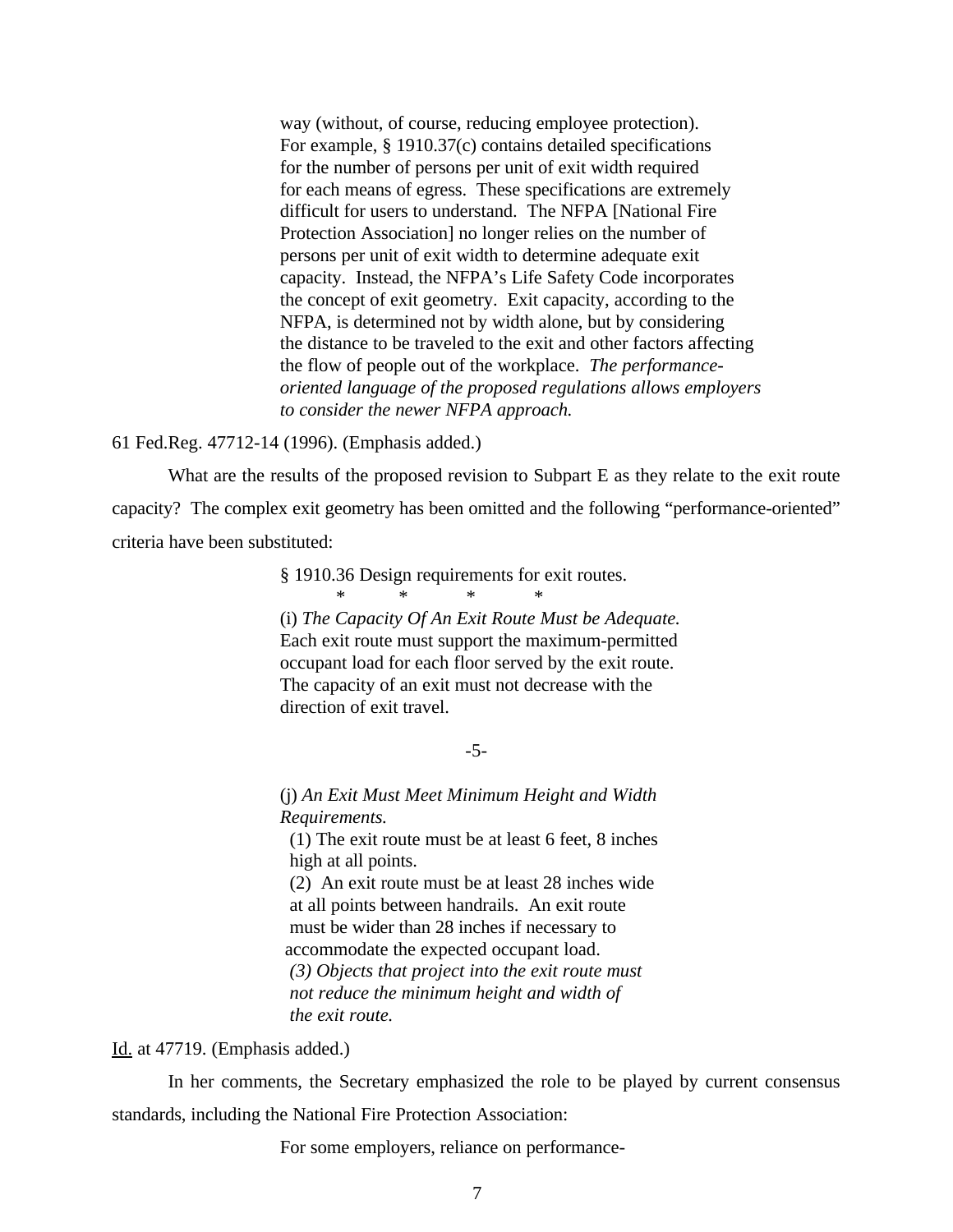> way (without, of course, reducing employee protection). For example, § 1910.37(c) contains detailed specifications for the number of persons per unit of exit width required for each means of egress. These specifications are extremely difficult for users to understand. The NFPA [National Fire Protection Association] no longer relies on the number of persons per unit of exit width to determine adequate exit capacity. Instead, the NFPA's Life Safety Code incorporates the concept of exit geometry. Exit capacity, according to the NFPA, is determined not by width alone, but by considering the distance to be traveled to the exit and other factors affecting the flow of people out of the workplace. *The performance-oriented language of the proposed regulations allows employers to consider the newer NFPA approach.*

61 Fed.Reg. 47712-14 (1996). (Emphasis added.)

What are the results of the proposed revision to Subpart E as they relate to the exit route capacity? The complex exit geometry has been omitted and the following "performance-oriented" criteria have been substituted:

> § 1910.36 Design requirements for exit routes.
>
> \* \* \* \*
>
> (i) *The Capacity Of An Exit Route Must be Adequate.* Each exit route must support the maximum-permitted occupant load for each floor served by the exit route. The capacity of an exit must not decrease with the direction of exit travel.
>
> -5-
>
> (j) *An Exit Must Meet Minimum Height and Width Requirements.*
>
> (1) The exit route must be at least 6 feet, 8 inches high at all points.
>
> (2) An exit route must be at least 28 inches wide at all points between handrails. An exit route must be wider than 28 inches if necessary to accommodate the expected occupant load.
>
> *(3) Objects that project into the exit route must not reduce the minimum height and width of the exit route.*

Id. at 47719. (Emphasis added.)

In her comments, the Secretary emphasized the role to be played by current consensus standards, including the National Fire Protection Association:

> For some employers, reliance on performance-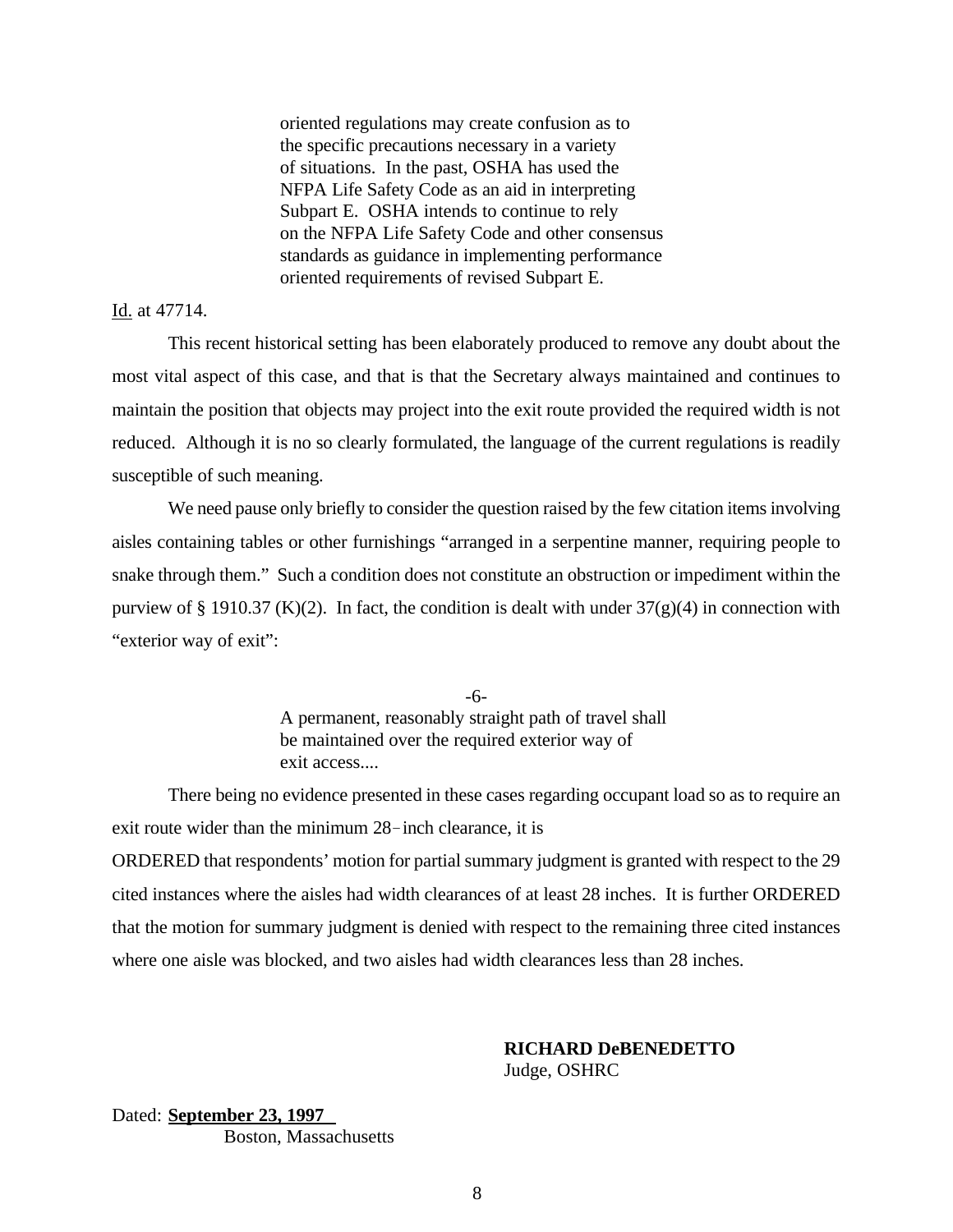> oriented regulations may create confusion as to the specific precautions necessary in a variety of situations. In the past, OSHA has used the NFPA Life Safety Code as an aid in interpreting Subpart E. OSHA intends to continue to rely on the NFPA Life Safety Code and other consensus standards as guidance in implementing performance oriented requirements of revised Subpart E.

Id. at 47714.

This recent historical setting has been elaborately produced to remove any doubt about the most vital aspect of this case, and that is that the Secretary always maintained and continues to maintain the position that objects may project into the exit route provided the required width is not reduced. Although it is no so clearly formulated, the language of the current regulations is readily susceptible of such meaning.

We need pause only briefly to consider the question raised by the few citation items involving aisles containing tables or other furnishings "arranged in a serpentine manner, requiring people to snake through them." Such a condition does not constitute an obstruction or impediment within the purview of § 1910.37 (K)(2). In fact, the condition is dealt with under 37(g)(4) in connection with "exterior way of exit":

> A permanent, reasonably straight path of travel shall be maintained over the required exterior way of exit access....

There being no evidence presented in these cases regarding occupant load so as to require an exit route wider than the minimum 28-inch clearance, it is

ORDERED that respondents' motion for partial summary judgment is granted with respect to the 29 cited instances where the aisles had width clearances of at least 28 inches. It is further ORDERED that the motion for summary judgment is denied with respect to the remaining three cited instances where one aisle was blocked, and two aisles had width clearances less than 28 inches.

**RICHARD DeBENEDETTO**
Judge, OSHRC

Dated: **September 23, 1997**
Boston, Massachusetts